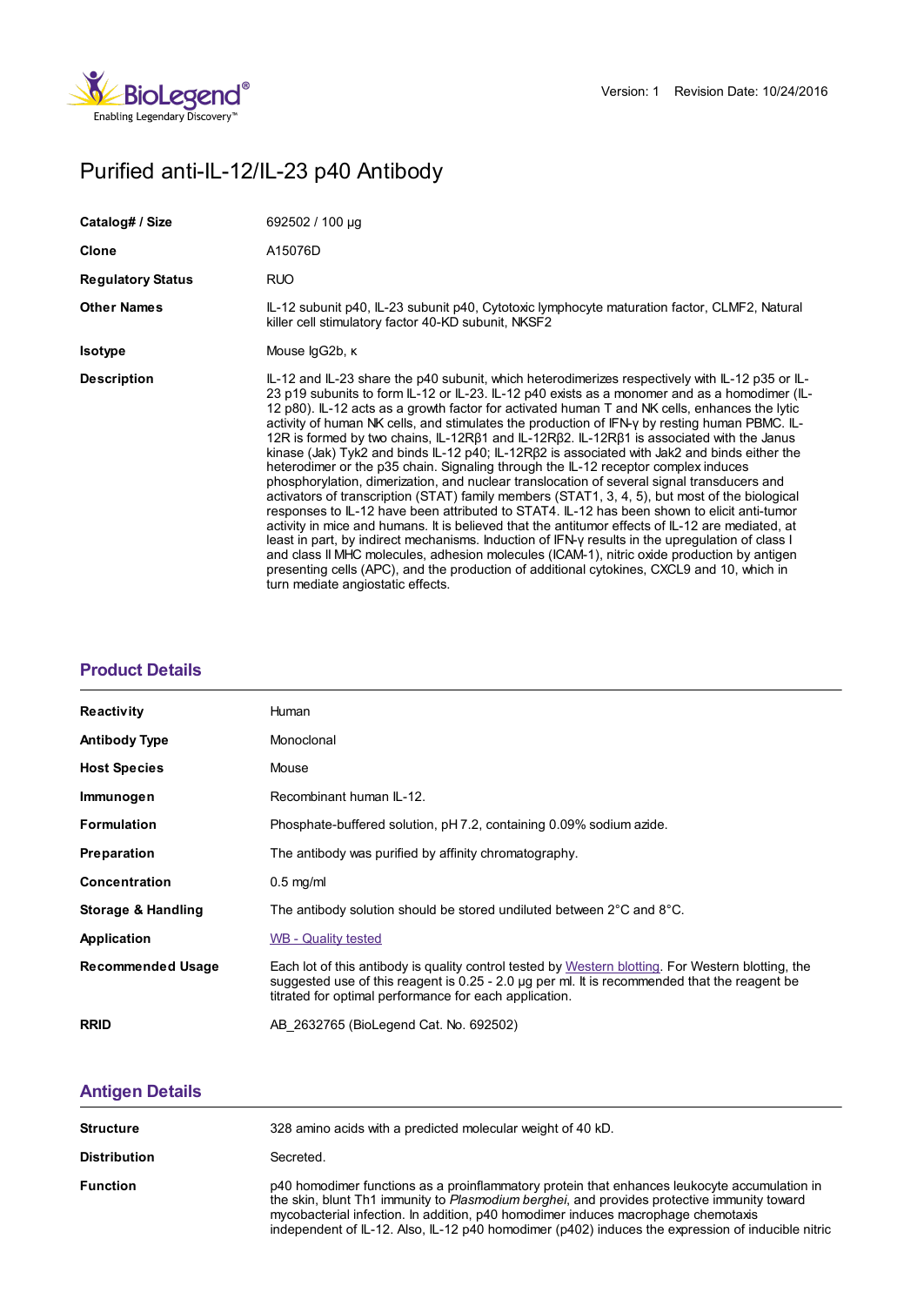Version: 1 Revision Date: 10/24/2016

# Purified anti-IL-12/IL-23 p40 Antibody

| | |
|---|---|
| **Catalog# / Size** | 692502 / 100 µg |
| **Clone** | A15076D |
| **Regulatory Status** | RUO |
| **Other Names** | IL-12 subunit p40, IL-23 subunit p40, Cytotoxic lymphocyte maturation factor, CLMF2, Natural killer cell stimulatory factor 40-KD subunit, NKSF2 |
| **Isotype** | Mouse IgG2b, κ |
| **Description** | IL-12 and IL-23 share the p40 subunit, which heterodimerizes respectively with IL-12 p35 or IL-23 p19 subunits to form IL-12 or IL-23. IL-12 p40 exists as a monomer and as a homodimer (IL-12 p80). IL-12 acts as a growth factor for activated human T and NK cells, enhances the lytic activity of human NK cells, and stimulates the production of IFN-γ by resting human PBMC. IL-12R is formed by two chains, IL-12Rβ1 and IL-12Rβ2. IL-12Rβ1 is associated with the Janus kinase (Jak) Tyk2 and binds IL-12 p40; IL-12Rβ2 is associated with Jak2 and binds either the heterodimer or the p35 chain. Signaling through the IL-12 receptor complex induces phosphorylation, dimerization, and nuclear translocation of several signal transducers and activators of transcription (STAT) family members (STAT1, 3, 4, 5), but most of the biological responses to IL-12 have been attributed to STAT4. IL-12 has been shown to elicit anti-tumor activity in mice and humans. It is believed that the antitumor effects of IL-12 are mediated, at least in part, by indirect mechanisms. Induction of IFN-γ results in the upregulation of class I and class II MHC molecules, adhesion molecules (ICAM-1), nitric oxide production by antigen presenting cells (APC), and the production of additional cytokines, CXCL9 and 10, which in turn mediate angiostatic effects. |

## Product Details

| | |
|---|---|
| **Reactivity** | Human |
| **Antibody Type** | Monoclonal |
| **Host Species** | Mouse |
| **Immunogen** | Recombinant human IL-12. |
| **Formulation** | Phosphate-buffered solution, pH 7.2, containing 0.09% sodium azide. |
| **Preparation** | The antibody was purified by affinity chromatography. |
| **Concentration** | 0.5 mg/ml |
| **Storage & Handling** | The antibody solution should be stored undiluted between 2°C and 8°C. |
| **Application** | WB - Quality tested |
| **Recommended Usage** | Each lot of this antibody is quality control tested by Western blotting. For Western blotting, the suggested use of this reagent is 0.25 - 2.0 µg per ml. It is recommended that the reagent be titrated for optimal performance for each application. |
| **RRID** | AB_2632765 (BioLegend Cat. No. 692502) |

## Antigen Details

| | |
|---|---|
| **Structure** | 328 amino acids with a predicted molecular weight of 40 kD. |
| **Distribution** | Secreted. |
| **Function** | p40 homodimer functions as a proinflammatory protein that enhances leukocyte accumulation in the skin, blunt Th1 immunity to *Plasmodium berghei*, and provides protective immunity toward mycobacterial infection. In addition, p40 homodimer induces macrophage chemotaxis independent of IL-12. Also, IL-12 p40 homodimer (p402) induces the expression of inducible nitric |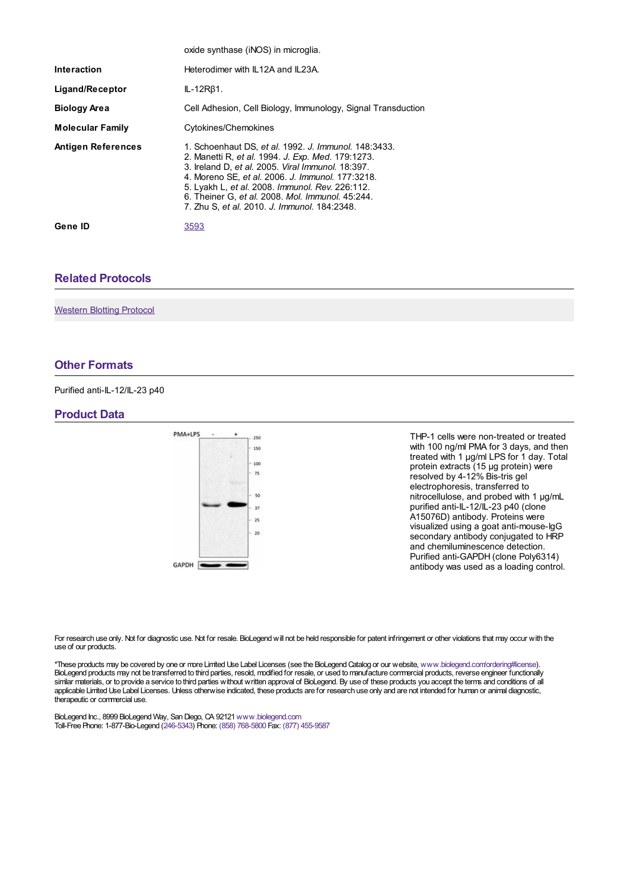oxide synthase (iNOS) in microglia.

| | |
|---|---|
| **Interaction** | Heterodimer with IL12A and IL23A. |
| **Ligand/Receptor** | IL-12Rβ1. |
| **Biology Area** | Cell Adhesion, Cell Biology, Immunology, Signal Transduction |
| **Molecular Family** | Cytokines/Chemokines |
| **Antigen References** | 1. Schoenhaut DS, *et al.* 1992. *J. Immunol.* 148:3433.<br>2. Manetti R, *et al.* 1994. *J. Exp. Med.* 179:1273.<br>3. Ireland D, *et al.* 2005. *Viral Immunol.* 18:397.<br>4. Moreno SE, *et al.* 2006. *J. Immunol.* 177:3218.<br>5. Lyakh L, *et al.* 2008. *Immunol. Rev.* 226:112.<br>6. Theiner G, *et al.* 2008. *Mol. Immunol.* 45:244.<br>7. Zhu S, *et al.* 2010. *J. Immunol.* 184:2348. |
| **Gene ID** | 3593 |

## Related Protocols

Western Blotting Protocol

## Other Formats

Purified anti-IL-12/IL-23 p40

## Product Data

PMA+LPS - +
250
150
100
75
50
37
25
20
GAPDH

THP-1 cells were non-treated or treated with 100 ng/ml PMA for 3 days, and then treated with 1 µg/ml LPS for 1 day. Total protein extracts (15 µg protein) were resolved by 4-12% Bis-tris gel electrophoresis, transferred to nitrocellulose, and probed with 1 µg/mL purified anti-IL-12/IL-23 p40 (clone A15076D) antibody. Proteins were visualized using a goat anti-mouse-IgG secondary antibody conjugated to HRP and chemiluminescence detection. Purified anti-GAPDH (clone Poly6314) antibody was used as a loading control.

For research use only. Not for diagnostic use. Not for resale. BioLegend will not be held responsible for patent infringement or other violations that may occur with the use of our products.

*These products may be covered by one or more Limited Use Label Licenses (see the BioLegend Catalog or our website, www.biolegend.com/ordering#license). BioLegend products may not be transferred to third parties, resold, modified for resale, or used to manufacture commercial products, reverse engineer functionally similar materials, or to provide a service to third parties without written approval of BioLegend. By use of these products you accept the terms and conditions of all applicable Limited Use Label Licenses. Unless otherwise indicated, these products are for research use only and are not intended for human or animal diagnostic, therapeutic or commercial use.

BioLegend Inc., 8999 BioLegend Way, San Diego, CA 92121 www.biolegend.com
Toll-Free Phone: 1-877-Bio-Legend (246-5343) Phone: (858) 768-5800 Fax: (877) 455-9587